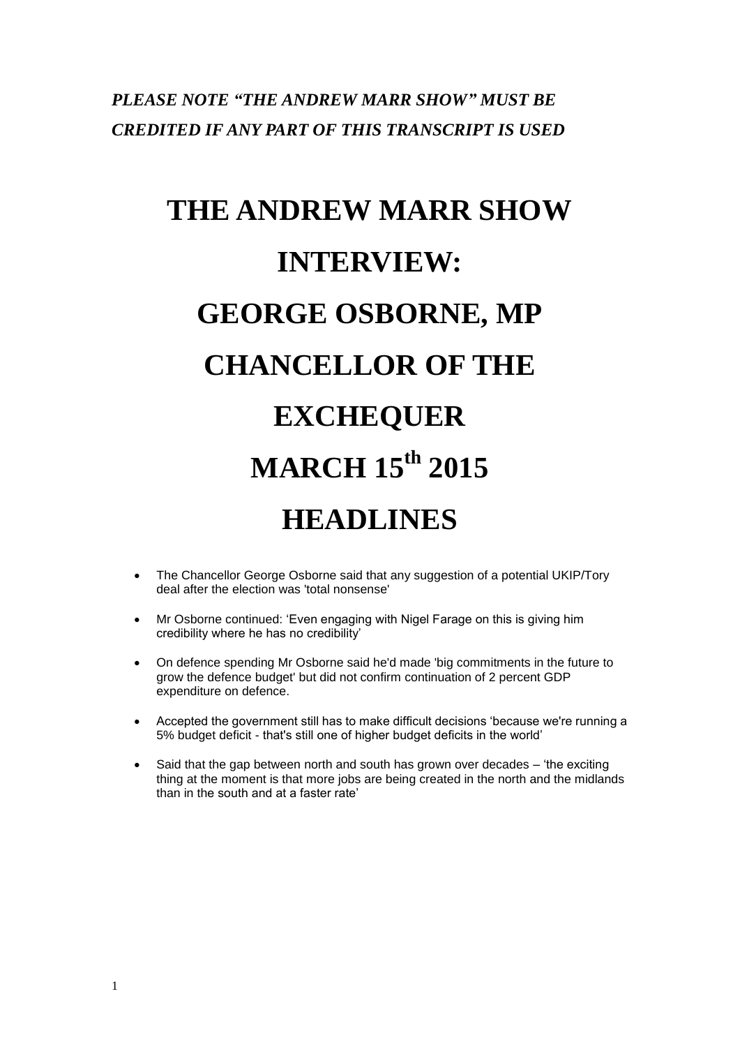***PLEASE NOTE "THE ANDREW MARR SHOW" MUST BE CREDITED IF ANY PART OF THIS TRANSCRIPT IS USED***

# THE ANDREW MARR SHOW INTERVIEW: GEORGE OSBORNE, MP CHANCELLOR OF THE EXCHEQUER MARCH 15th 2015

# HEADLINES

- The Chancellor George Osborne said that any suggestion of a potential UKIP/Tory deal after the election was 'total nonsense'
- Mr Osborne continued: 'Even engaging with Nigel Farage on this is giving him credibility where he has no credibility'
- On defence spending Mr Osborne said he'd made 'big commitments in the future to grow the defence budget' but did not confirm continuation of 2 percent GDP expenditure on defence.
- Accepted the government still has to make difficult decisions 'because we're running a 5% budget deficit - that's still one of higher budget deficits in the world'
- Said that the gap between north and south has grown over decades – 'the exciting thing at the moment is that more jobs are being created in the north and the midlands than in the south and at a faster rate'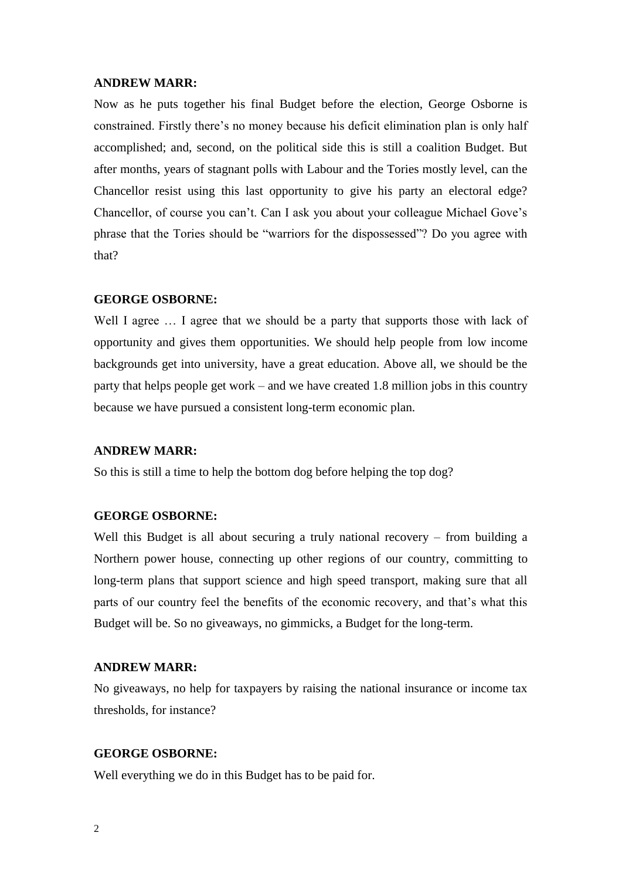**ANDREW MARR:**

Now as he puts together his final Budget before the election, George Osborne is constrained. Firstly there's no money because his deficit elimination plan is only half accomplished; and, second, on the political side this is still a coalition Budget. But after months, years of stagnant polls with Labour and the Tories mostly level, can the Chancellor resist using this last opportunity to give his party an electoral edge? Chancellor, of course you can't. Can I ask you about your colleague Michael Gove's phrase that the Tories should be "warriors for the dispossessed"? Do you agree with that?

**GEORGE OSBORNE:**

Well I agree … I agree that we should be a party that supports those with lack of opportunity and gives them opportunities. We should help people from low income backgrounds get into university, have a great education. Above all, we should be the party that helps people get work – and we have created 1.8 million jobs in this country because we have pursued a consistent long-term economic plan.

**ANDREW MARR:**

So this is still a time to help the bottom dog before helping the top dog?

**GEORGE OSBORNE:**

Well this Budget is all about securing a truly national recovery – from building a Northern power house, connecting up other regions of our country, committing to long-term plans that support science and high speed transport, making sure that all parts of our country feel the benefits of the economic recovery, and that's what this Budget will be. So no giveaways, no gimmicks, a Budget for the long-term.

**ANDREW MARR:**

No giveaways, no help for taxpayers by raising the national insurance or income tax thresholds, for instance?

**GEORGE OSBORNE:**

Well everything we do in this Budget has to be paid for.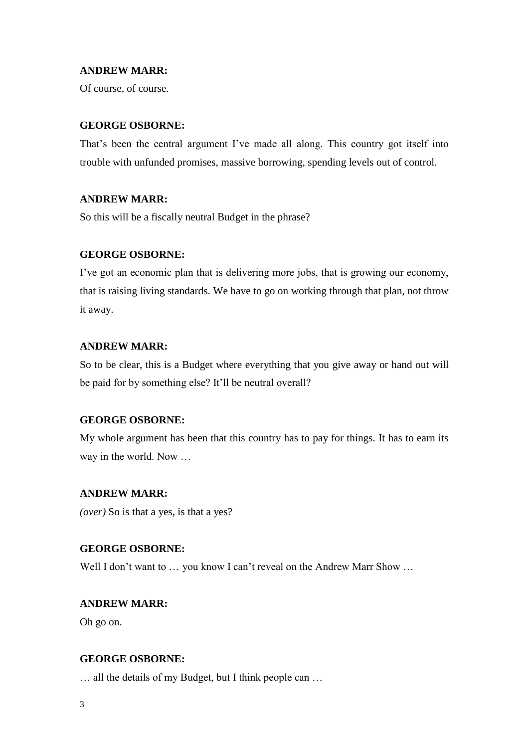**ANDREW MARR:**

Of course, of course.

**GEORGE OSBORNE:**

That's been the central argument I've made all along. This country got itself into trouble with unfunded promises, massive borrowing, spending levels out of control.

**ANDREW MARR:**

So this will be a fiscally neutral Budget in the phrase?

**GEORGE OSBORNE:**

I've got an economic plan that is delivering more jobs, that is growing our economy, that is raising living standards. We have to go on working through that plan, not throw it away.

**ANDREW MARR:**

So to be clear, this is a Budget where everything that you give away or hand out will be paid for by something else? It'll be neutral overall?

**GEORGE OSBORNE:**

My whole argument has been that this country has to pay for things. It has to earn its way in the world. Now …

**ANDREW MARR:**

*(over)* So is that a yes, is that a yes?

**GEORGE OSBORNE:**

Well I don't want to … you know I can't reveal on the Andrew Marr Show …

**ANDREW MARR:**

Oh go on.

**GEORGE OSBORNE:**

… all the details of my Budget, but I think people can …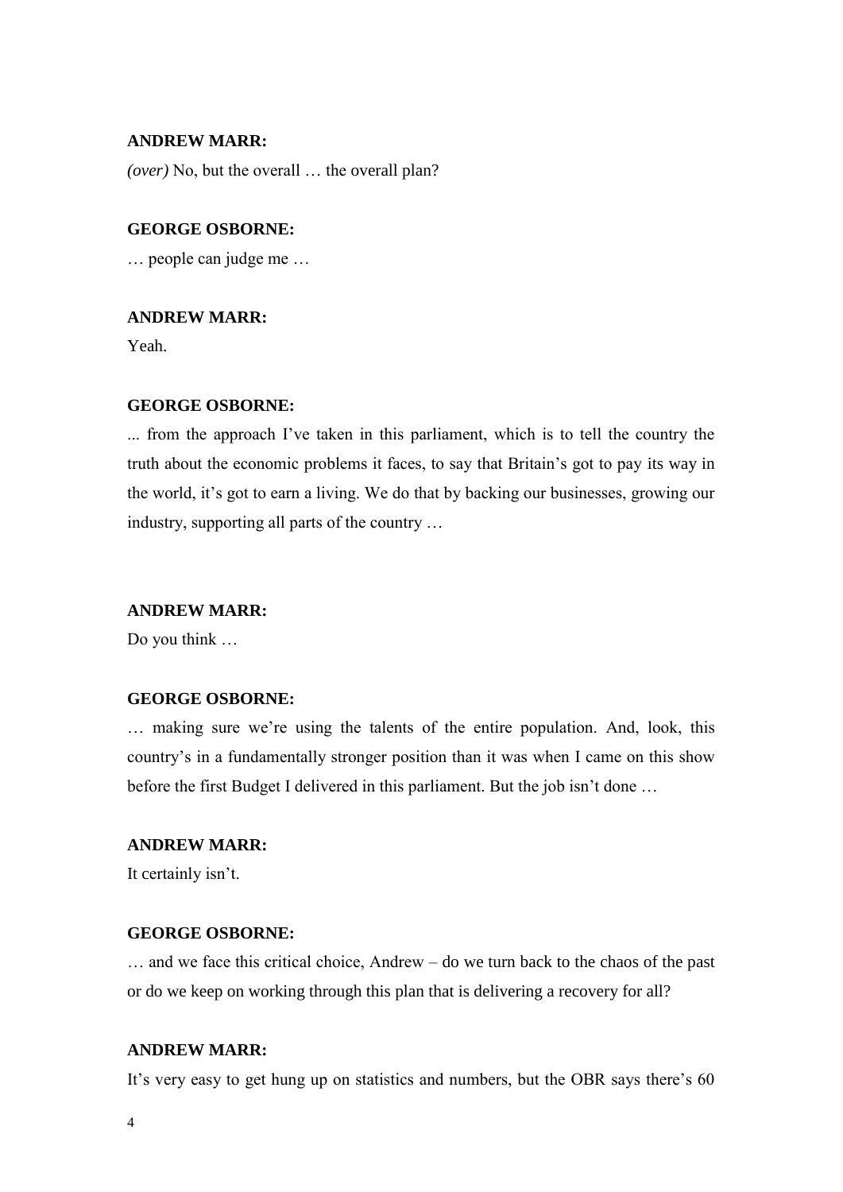**ANDREW MARR:**

*(over)* No, but the overall … the overall plan?

**GEORGE OSBORNE:**

… people can judge me …

**ANDREW MARR:**

Yeah.

**GEORGE OSBORNE:**

... from the approach I've taken in this parliament, which is to tell the country the truth about the economic problems it faces, to say that Britain's got to pay its way in the world, it's got to earn a living. We do that by backing our businesses, growing our industry, supporting all parts of the country …

**ANDREW MARR:**

Do you think …

**GEORGE OSBORNE:**

… making sure we're using the talents of the entire population. And, look, this country's in a fundamentally stronger position than it was when I came on this show before the first Budget I delivered in this parliament. But the job isn't done …

**ANDREW MARR:**

It certainly isn't.

**GEORGE OSBORNE:**

… and we face this critical choice, Andrew – do we turn back to the chaos of the past or do we keep on working through this plan that is delivering a recovery for all?

**ANDREW MARR:**

It's very easy to get hung up on statistics and numbers, but the OBR says there's 60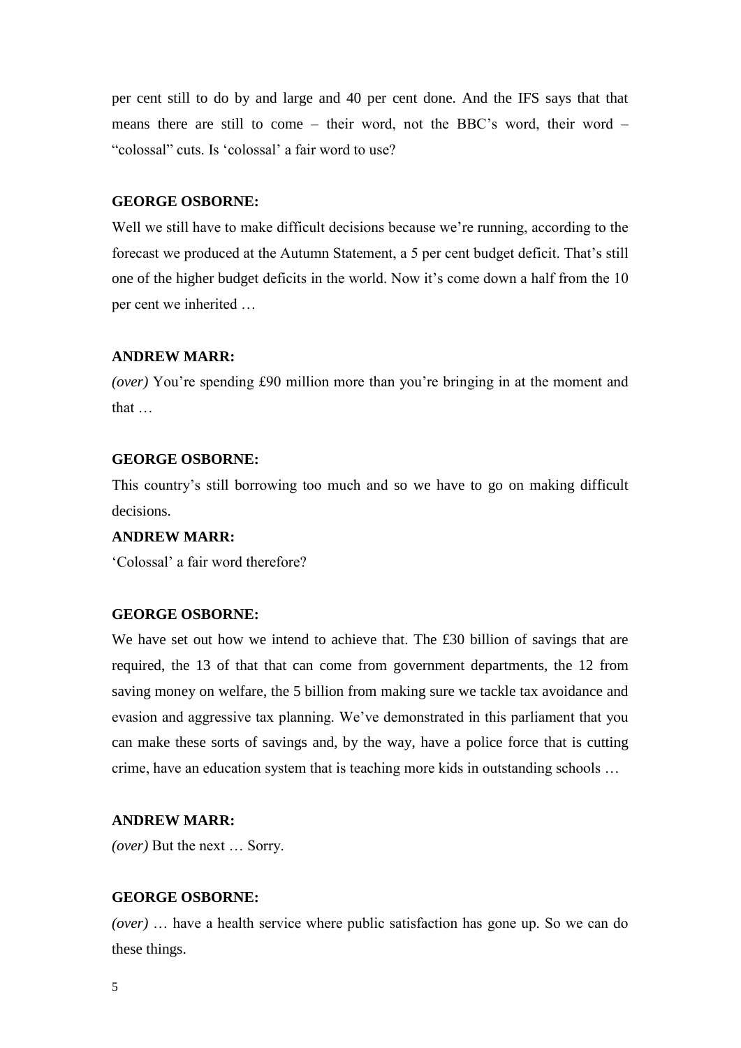per cent still to do by and large and 40 per cent done. And the IFS says that that means there are still to come – their word, not the BBC's word, their word – "colossal" cuts. Is 'colossal' a fair word to use?

**GEORGE OSBORNE:**

Well we still have to make difficult decisions because we're running, according to the forecast we produced at the Autumn Statement, a 5 per cent budget deficit. That's still one of the higher budget deficits in the world. Now it's come down a half from the 10 per cent we inherited …

**ANDREW MARR:**

*(over)* You're spending £90 million more than you're bringing in at the moment and that …

**GEORGE OSBORNE:**

This country's still borrowing too much and so we have to go on making difficult decisions.

**ANDREW MARR:**

'Colossal' a fair word therefore?

**GEORGE OSBORNE:**

We have set out how we intend to achieve that. The £30 billion of savings that are required, the 13 of that that can come from government departments, the 12 from saving money on welfare, the 5 billion from making sure we tackle tax avoidance and evasion and aggressive tax planning. We've demonstrated in this parliament that you can make these sorts of savings and, by the way, have a police force that is cutting crime, have an education system that is teaching more kids in outstanding schools …

**ANDREW MARR:**

*(over)* But the next … Sorry.

**GEORGE OSBORNE:**

*(over)* … have a health service where public satisfaction has gone up. So we can do these things.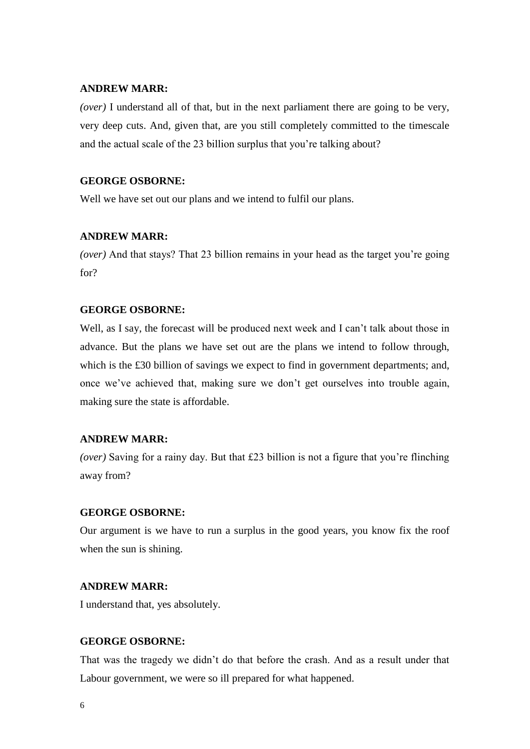**ANDREW MARR:**

*(over)* I understand all of that, but in the next parliament there are going to be very, very deep cuts. And, given that, are you still completely committed to the timescale and the actual scale of the 23 billion surplus that you're talking about?

**GEORGE OSBORNE:**

Well we have set out our plans and we intend to fulfil our plans.

**ANDREW MARR:**

*(over)* And that stays? That 23 billion remains in your head as the target you're going for?

**GEORGE OSBORNE:**

Well, as I say, the forecast will be produced next week and I can't talk about those in advance. But the plans we have set out are the plans we intend to follow through, which is the £30 billion of savings we expect to find in government departments; and, once we've achieved that, making sure we don't get ourselves into trouble again, making sure the state is affordable.

**ANDREW MARR:**

*(over)* Saving for a rainy day. But that £23 billion is not a figure that you're flinching away from?

**GEORGE OSBORNE:**

Our argument is we have to run a surplus in the good years, you know fix the roof when the sun is shining.

**ANDREW MARR:**

I understand that, yes absolutely.

**GEORGE OSBORNE:**

That was the tragedy we didn't do that before the crash. And as a result under that Labour government, we were so ill prepared for what happened.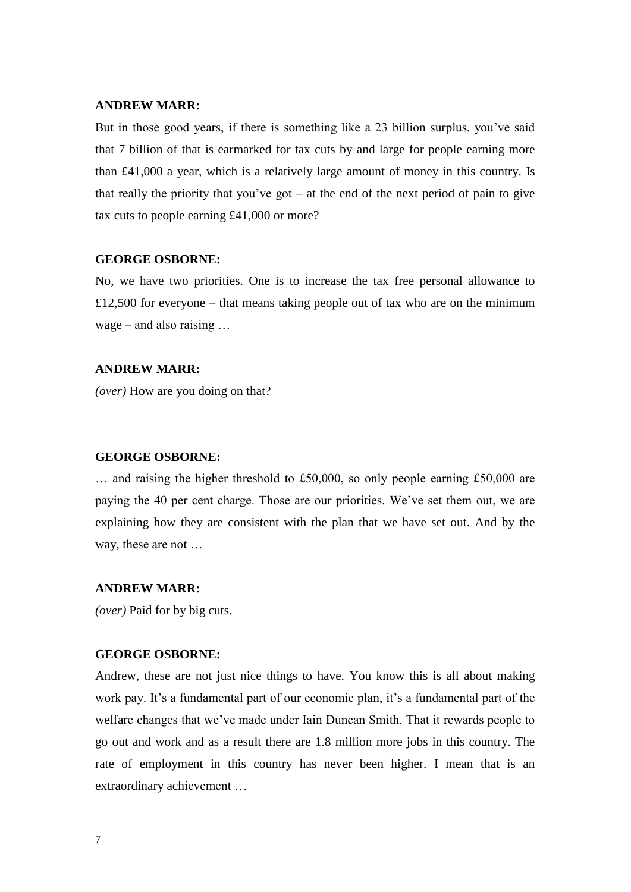**ANDREW MARR:**

But in those good years, if there is something like a 23 billion surplus, you've said that 7 billion of that is earmarked for tax cuts by and large for people earning more than £41,000 a year, which is a relatively large amount of money in this country. Is that really the priority that you've got – at the end of the next period of pain to give tax cuts to people earning £41,000 or more?

**GEORGE OSBORNE:**

No, we have two priorities. One is to increase the tax free personal allowance to £12,500 for everyone – that means taking people out of tax who are on the minimum wage – and also raising …

**ANDREW MARR:**

*(over)* How are you doing on that?

**GEORGE OSBORNE:**

… and raising the higher threshold to £50,000, so only people earning £50,000 are paying the 40 per cent charge. Those are our priorities. We've set them out, we are explaining how they are consistent with the plan that we have set out. And by the way, these are not …

**ANDREW MARR:**

*(over)* Paid for by big cuts.

**GEORGE OSBORNE:**

Andrew, these are not just nice things to have. You know this is all about making work pay. It's a fundamental part of our economic plan, it's a fundamental part of the welfare changes that we've made under Iain Duncan Smith. That it rewards people to go out and work and as a result there are 1.8 million more jobs in this country. The rate of employment in this country has never been higher. I mean that is an extraordinary achievement …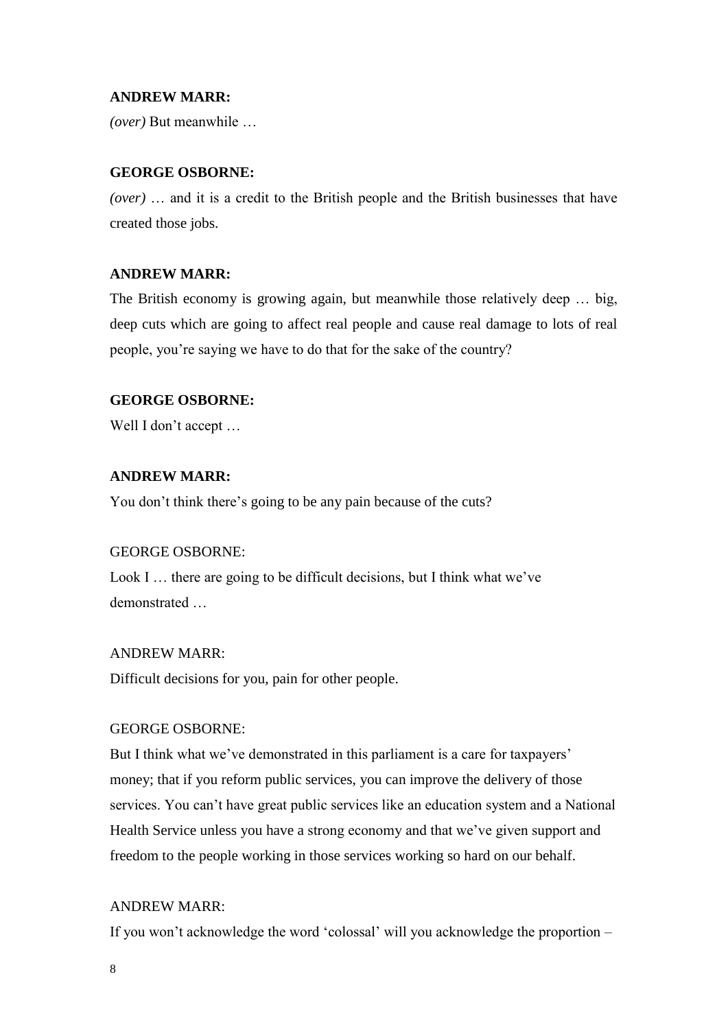**ANDREW MARR:**

*(over)* But meanwhile …

**GEORGE OSBORNE:**

*(over)* … and it is a credit to the British people and the British businesses that have created those jobs.

**ANDREW MARR:**

The British economy is growing again, but meanwhile those relatively deep … big, deep cuts which are going to affect real people and cause real damage to lots of real people, you're saying we have to do that for the sake of the country?

**GEORGE OSBORNE:**

Well I don't accept …

**ANDREW MARR:**

You don't think there's going to be any pain because of the cuts?

GEORGE OSBORNE:

Look I … there are going to be difficult decisions, but I think what we've demonstrated …

ANDREW MARR:

Difficult decisions for you, pain for other people.

GEORGE OSBORNE:

But I think what we've demonstrated in this parliament is a care for taxpayers' money; that if you reform public services, you can improve the delivery of those services. You can't have great public services like an education system and a National Health Service unless you have a strong economy and that we've given support and freedom to the people working in those services working so hard on our behalf.

ANDREW MARR:

If you won't acknowledge the word 'colossal' will you acknowledge the proportion –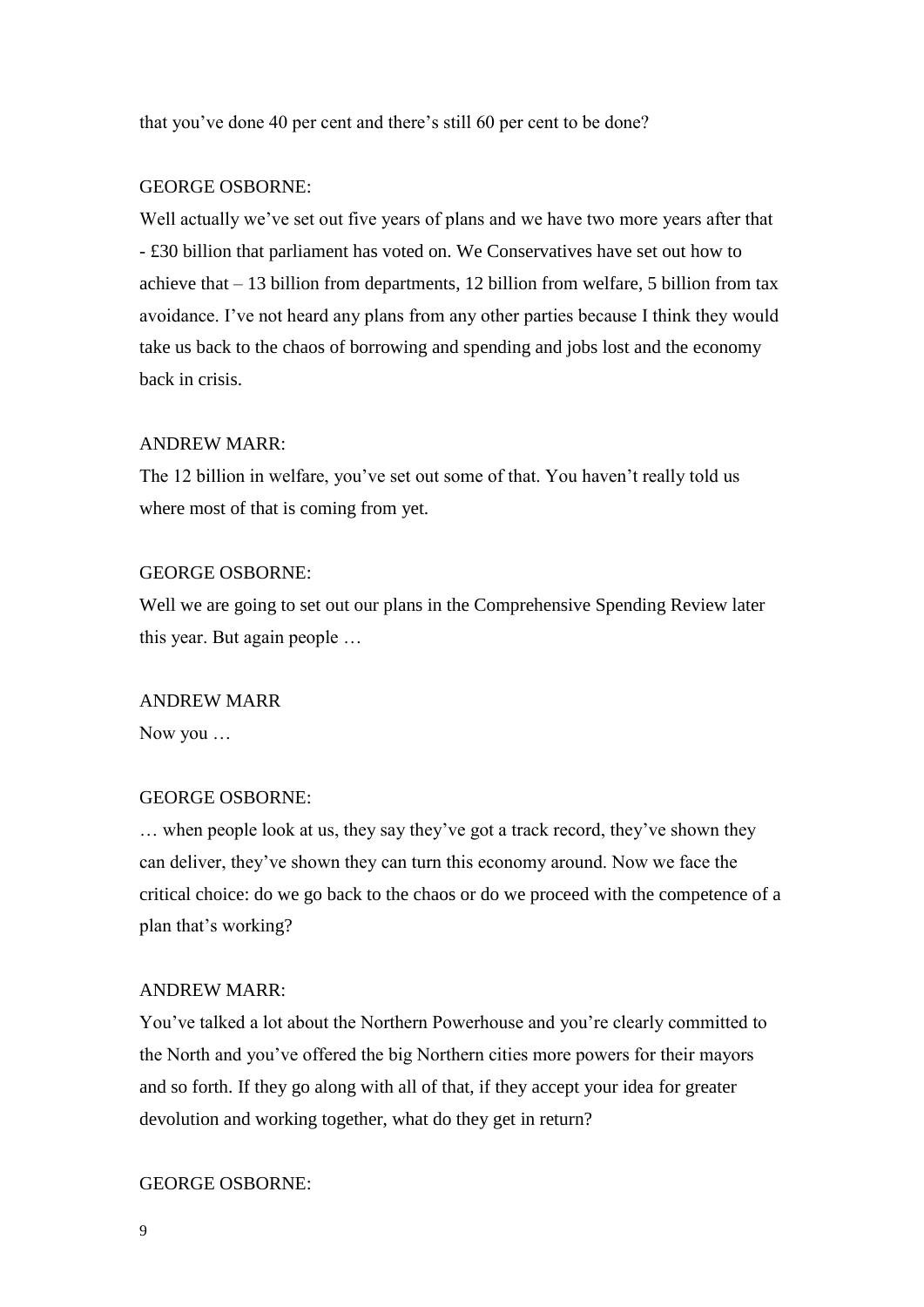that you've done 40 per cent and there's still 60 per cent to be done?

GEORGE OSBORNE:

Well actually we've set out five years of plans and we have two more years after that - £30 billion that parliament has voted on. We Conservatives have set out how to achieve that – 13 billion from departments, 12 billion from welfare, 5 billion from tax avoidance. I've not heard any plans from any other parties because I think they would take us back to the chaos of borrowing and spending and jobs lost and the economy back in crisis.

ANDREW MARR:

The 12 billion in welfare, you've set out some of that. You haven't really told us where most of that is coming from yet.

GEORGE OSBORNE:

Well we are going to set out our plans in the Comprehensive Spending Review later this year. But again people …

ANDREW MARR

Now you …

GEORGE OSBORNE:

… when people look at us, they say they've got a track record, they've shown they can deliver, they've shown they can turn this economy around. Now we face the critical choice: do we go back to the chaos or do we proceed with the competence of a plan that's working?

ANDREW MARR:

You've talked a lot about the Northern Powerhouse and you're clearly committed to the North and you've offered the big Northern cities more powers for their mayors and so forth. If they go along with all of that, if they accept your idea for greater devolution and working together, what do they get in return?

GEORGE OSBORNE: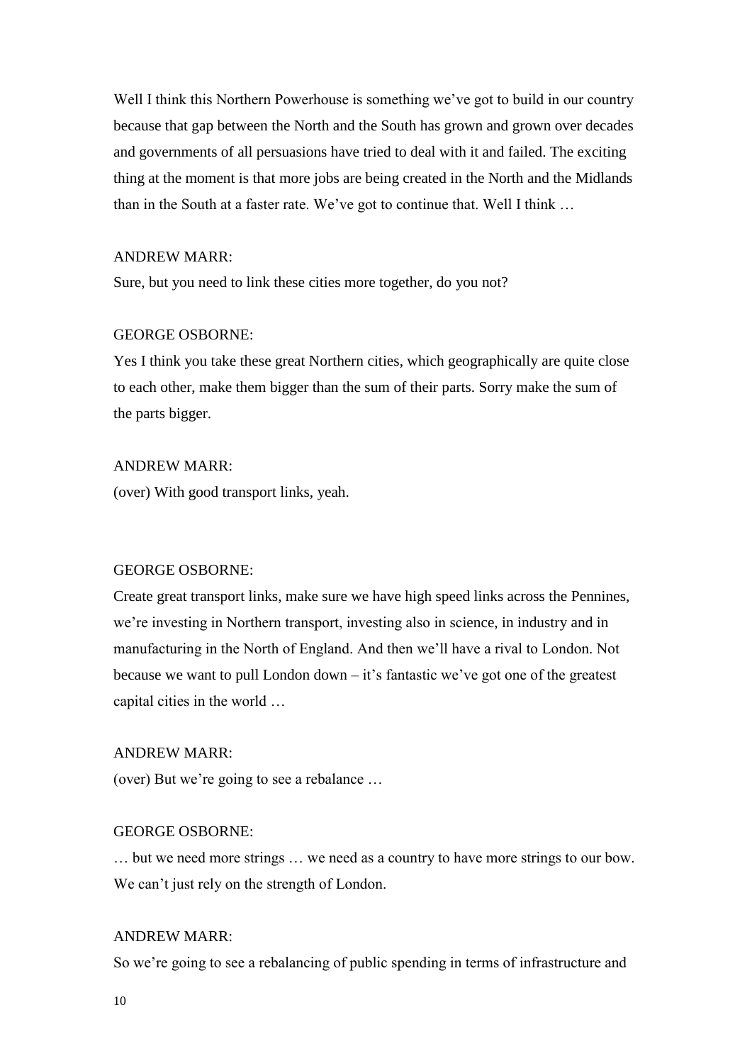Well I think this Northern Powerhouse is something we've got to build in our country because that gap between the North and the South has grown and grown over decades and governments of all persuasions have tried to deal with it and failed. The exciting thing at the moment is that more jobs are being created in the North and the Midlands than in the South at a faster rate. We've got to continue that. Well I think …

ANDREW MARR:
Sure, but you need to link these cities more together, do you not?

GEORGE OSBORNE:
Yes I think you take these great Northern cities, which geographically are quite close to each other, make them bigger than the sum of their parts. Sorry make the sum of the parts bigger.

ANDREW MARR:
(over) With good transport links, yeah.

GEORGE OSBORNE:
Create great transport links, make sure we have high speed links across the Pennines, we're investing in Northern transport, investing also in science, in industry and in manufacturing in the North of England. And then we'll have a rival to London. Not because we want to pull London down – it's fantastic we've got one of the greatest capital cities in the world …

ANDREW MARR:
(over) But we're going to see a rebalance …

GEORGE OSBORNE:
… but we need more strings … we need as a country to have more strings to our bow. We can't just rely on the strength of London.

ANDREW MARR:
So we're going to see a rebalancing of public spending in terms of infrastructure and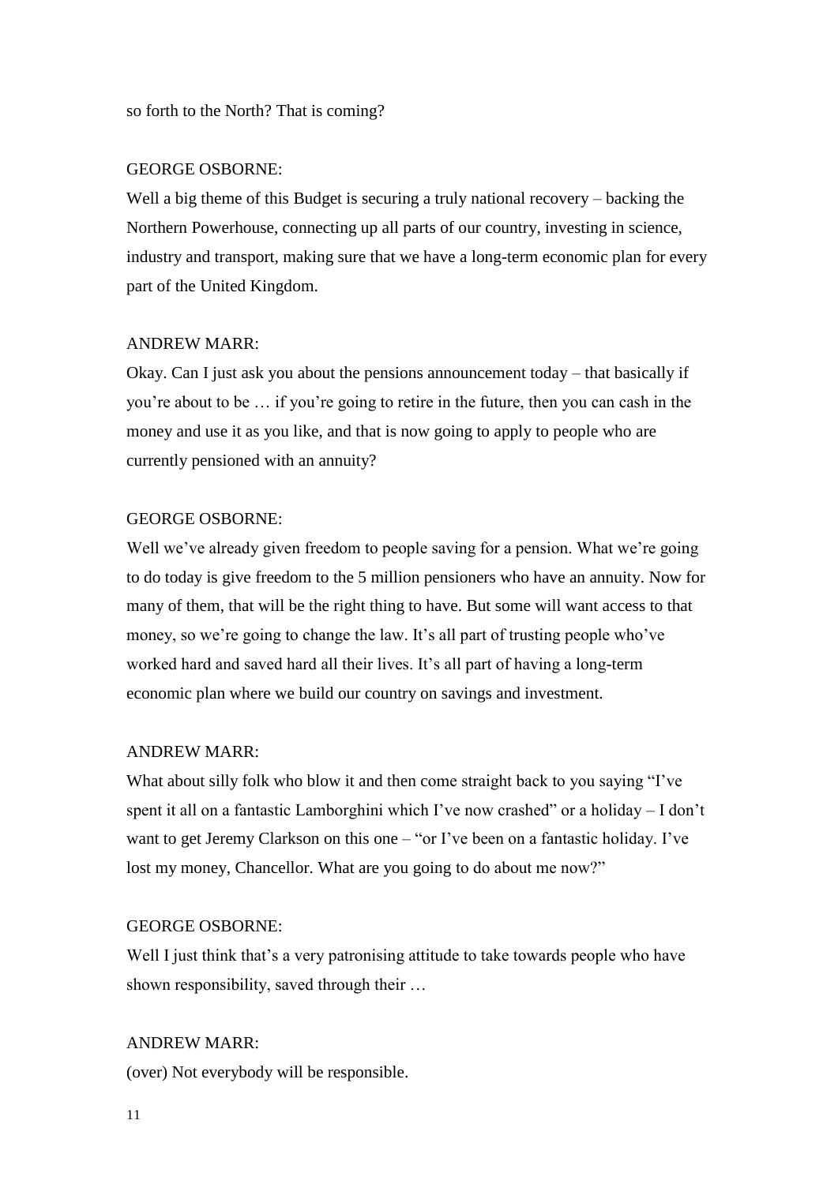so forth to the North? That is coming?

GEORGE OSBORNE:

Well a big theme of this Budget is securing a truly national recovery – backing the Northern Powerhouse, connecting up all parts of our country, investing in science, industry and transport, making sure that we have a long-term economic plan for every part of the United Kingdom.

ANDREW MARR:

Okay. Can I just ask you about the pensions announcement today – that basically if you're about to be … if you're going to retire in the future, then you can cash in the money and use it as you like, and that is now going to apply to people who are currently pensioned with an annuity?

GEORGE OSBORNE:

Well we've already given freedom to people saving for a pension. What we're going to do today is give freedom to the 5 million pensioners who have an annuity. Now for many of them, that will be the right thing to have. But some will want access to that money, so we're going to change the law. It's all part of trusting people who've worked hard and saved hard all their lives. It's all part of having a long-term economic plan where we build our country on savings and investment.

ANDREW MARR:

What about silly folk who blow it and then come straight back to you saying "I've spent it all on a fantastic Lamborghini which I've now crashed" or a holiday – I don't want to get Jeremy Clarkson on this one – "or I've been on a fantastic holiday. I've lost my money, Chancellor. What are you going to do about me now?"

GEORGE OSBORNE:

Well I just think that's a very patronising attitude to take towards people who have shown responsibility, saved through their …

ANDREW MARR:

(over) Not everybody will be responsible.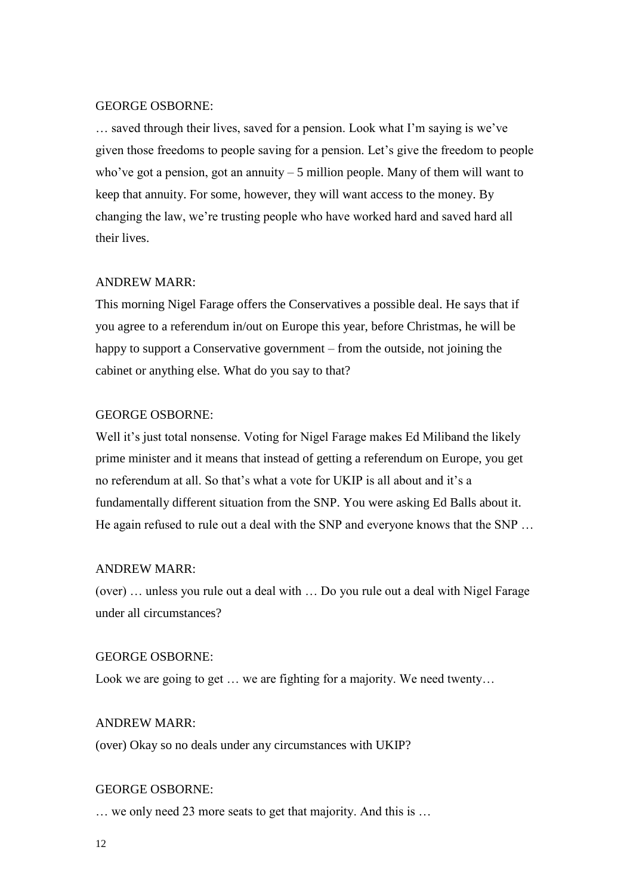GEORGE OSBORNE:

… saved through their lives, saved for a pension. Look what I'm saying is we've given those freedoms to people saving for a pension. Let's give the freedom to people who've got a pension, got an annuity – 5 million people. Many of them will want to keep that annuity. For some, however, they will want access to the money. By changing the law, we're trusting people who have worked hard and saved hard all their lives.

ANDREW MARR:

This morning Nigel Farage offers the Conservatives a possible deal. He says that if you agree to a referendum in/out on Europe this year, before Christmas, he will be happy to support a Conservative government – from the outside, not joining the cabinet or anything else. What do you say to that?

GEORGE OSBORNE:

Well it's just total nonsense. Voting for Nigel Farage makes Ed Miliband the likely prime minister and it means that instead of getting a referendum on Europe, you get no referendum at all. So that's what a vote for UKIP is all about and it's a fundamentally different situation from the SNP. You were asking Ed Balls about it. He again refused to rule out a deal with the SNP and everyone knows that the SNP …

ANDREW MARR:

(over) … unless you rule out a deal with … Do you rule out a deal with Nigel Farage under all circumstances?

GEORGE OSBORNE:

Look we are going to get … we are fighting for a majority. We need twenty…

ANDREW MARR:

(over) Okay so no deals under any circumstances with UKIP?

GEORGE OSBORNE:

… we only need 23 more seats to get that majority. And this is …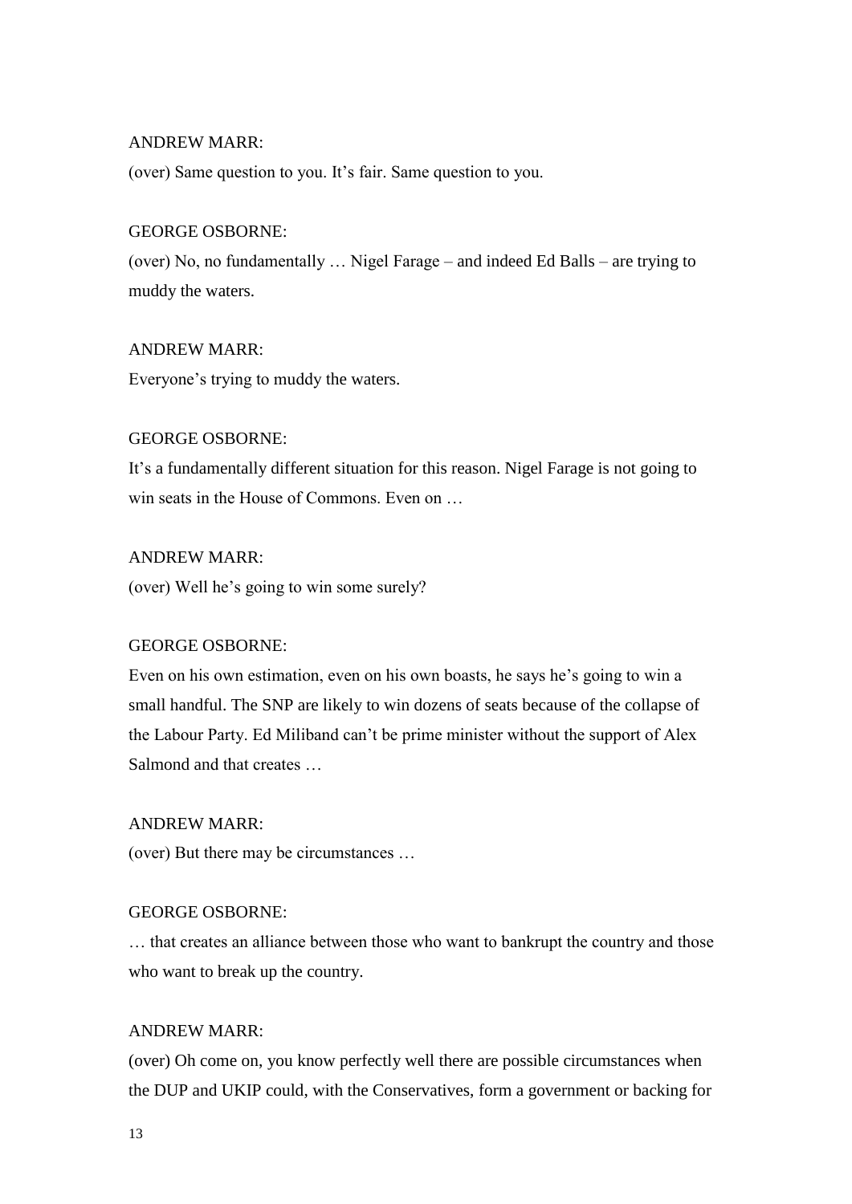ANDREW MARR:

(over) Same question to you. It's fair. Same question to you.

GEORGE OSBORNE:

(over) No, no fundamentally … Nigel Farage – and indeed Ed Balls – are trying to muddy the waters.

ANDREW MARR:

Everyone's trying to muddy the waters.

GEORGE OSBORNE:

It's a fundamentally different situation for this reason. Nigel Farage is not going to win seats in the House of Commons. Even on …

ANDREW MARR:

(over) Well he's going to win some surely?

GEORGE OSBORNE:

Even on his own estimation, even on his own boasts, he says he's going to win a small handful. The SNP are likely to win dozens of seats because of the collapse of the Labour Party. Ed Miliband can't be prime minister without the support of Alex Salmond and that creates …

ANDREW MARR:

(over) But there may be circumstances …

GEORGE OSBORNE:

… that creates an alliance between those who want to bankrupt the country and those who want to break up the country.

ANDREW MARR:

(over) Oh come on, you know perfectly well there are possible circumstances when the DUP and UKIP could, with the Conservatives, form a government or backing for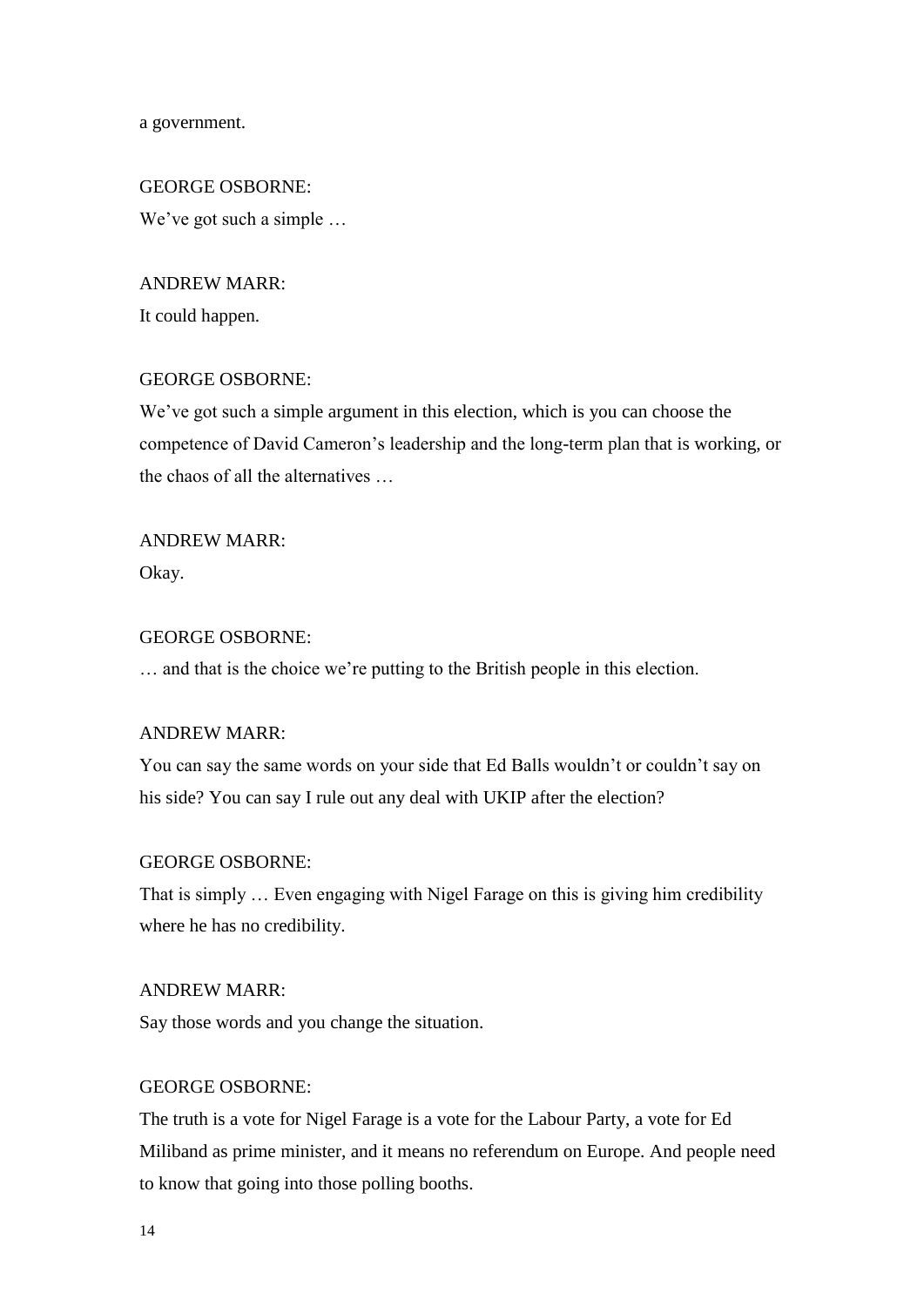a government.

GEORGE OSBORNE:

We've got such a simple …

ANDREW MARR:

It could happen.

GEORGE OSBORNE:

We've got such a simple argument in this election, which is you can choose the competence of David Cameron's leadership and the long-term plan that is working, or the chaos of all the alternatives …

ANDREW MARR:

Okay.

GEORGE OSBORNE:

… and that is the choice we're putting to the British people in this election.

ANDREW MARR:

You can say the same words on your side that Ed Balls wouldn't or couldn't say on his side? You can say I rule out any deal with UKIP after the election?

GEORGE OSBORNE:

That is simply … Even engaging with Nigel Farage on this is giving him credibility where he has no credibility.

ANDREW MARR:

Say those words and you change the situation.

GEORGE OSBORNE:

The truth is a vote for Nigel Farage is a vote for the Labour Party, a vote for Ed Miliband as prime minister, and it means no referendum on Europe. And people need to know that going into those polling booths.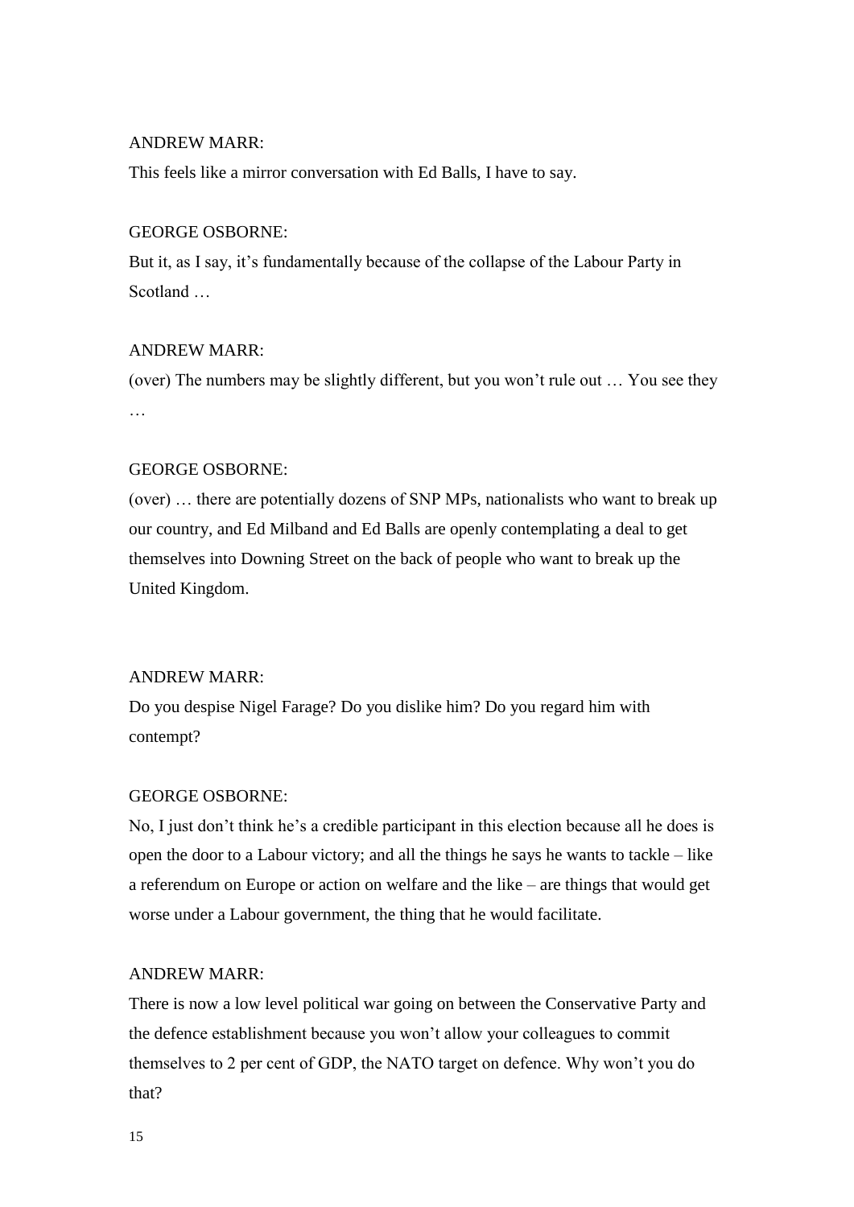ANDREW MARR:

This feels like a mirror conversation with Ed Balls, I have to say.

GEORGE OSBORNE:

But it, as I say, it's fundamentally because of the collapse of the Labour Party in Scotland …

ANDREW MARR:

(over) The numbers may be slightly different, but you won't rule out … You see they …

GEORGE OSBORNE:

(over) … there are potentially dozens of SNP MPs, nationalists who want to break up our country, and Ed Milband and Ed Balls are openly contemplating a deal to get themselves into Downing Street on the back of people who want to break up the United Kingdom.

ANDREW MARR:

Do you despise Nigel Farage? Do you dislike him? Do you regard him with contempt?

GEORGE OSBORNE:

No, I just don't think he's a credible participant in this election because all he does is open the door to a Labour victory; and all the things he says he wants to tackle – like a referendum on Europe or action on welfare and the like – are things that would get worse under a Labour government, the thing that he would facilitate.

ANDREW MARR:

There is now a low level political war going on between the Conservative Party and the defence establishment because you won't allow your colleagues to commit themselves to 2 per cent of GDP, the NATO target on defence. Why won't you do that?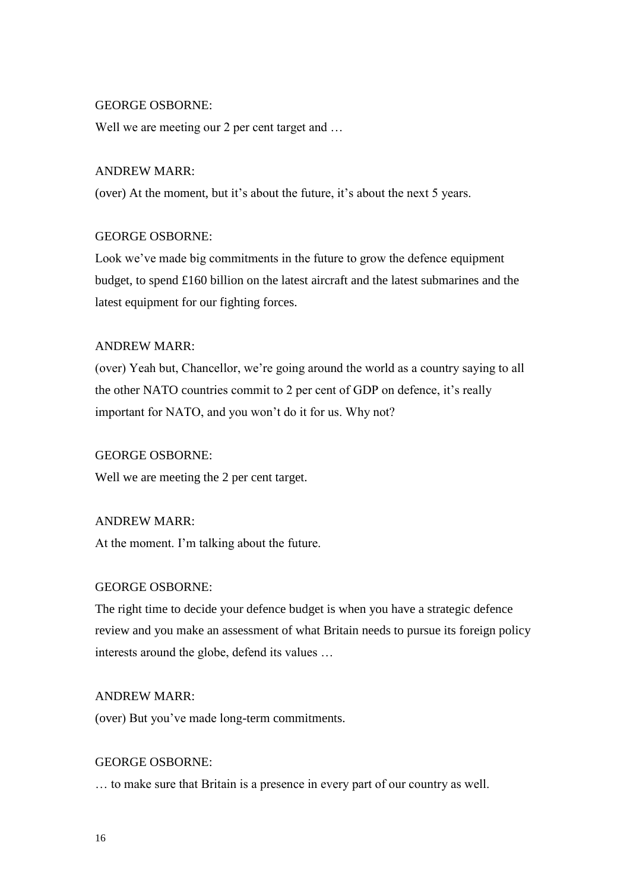GEORGE OSBORNE:

Well we are meeting our 2 per cent target and …

ANDREW MARR:

(over) At the moment, but it's about the future, it's about the next 5 years.

GEORGE OSBORNE:

Look we've made big commitments in the future to grow the defence equipment budget, to spend £160 billion on the latest aircraft and the latest submarines and the latest equipment for our fighting forces.

ANDREW MARR:

(over) Yeah but, Chancellor, we're going around the world as a country saying to all the other NATO countries commit to 2 per cent of GDP on defence, it's really important for NATO, and you won't do it for us. Why not?

GEORGE OSBORNE:

Well we are meeting the 2 per cent target.

ANDREW MARR:

At the moment. I'm talking about the future.

GEORGE OSBORNE:

The right time to decide your defence budget is when you have a strategic defence review and you make an assessment of what Britain needs to pursue its foreign policy interests around the globe, defend its values …

ANDREW MARR:

(over) But you've made long-term commitments.

GEORGE OSBORNE:

… to make sure that Britain is a presence in every part of our country as well.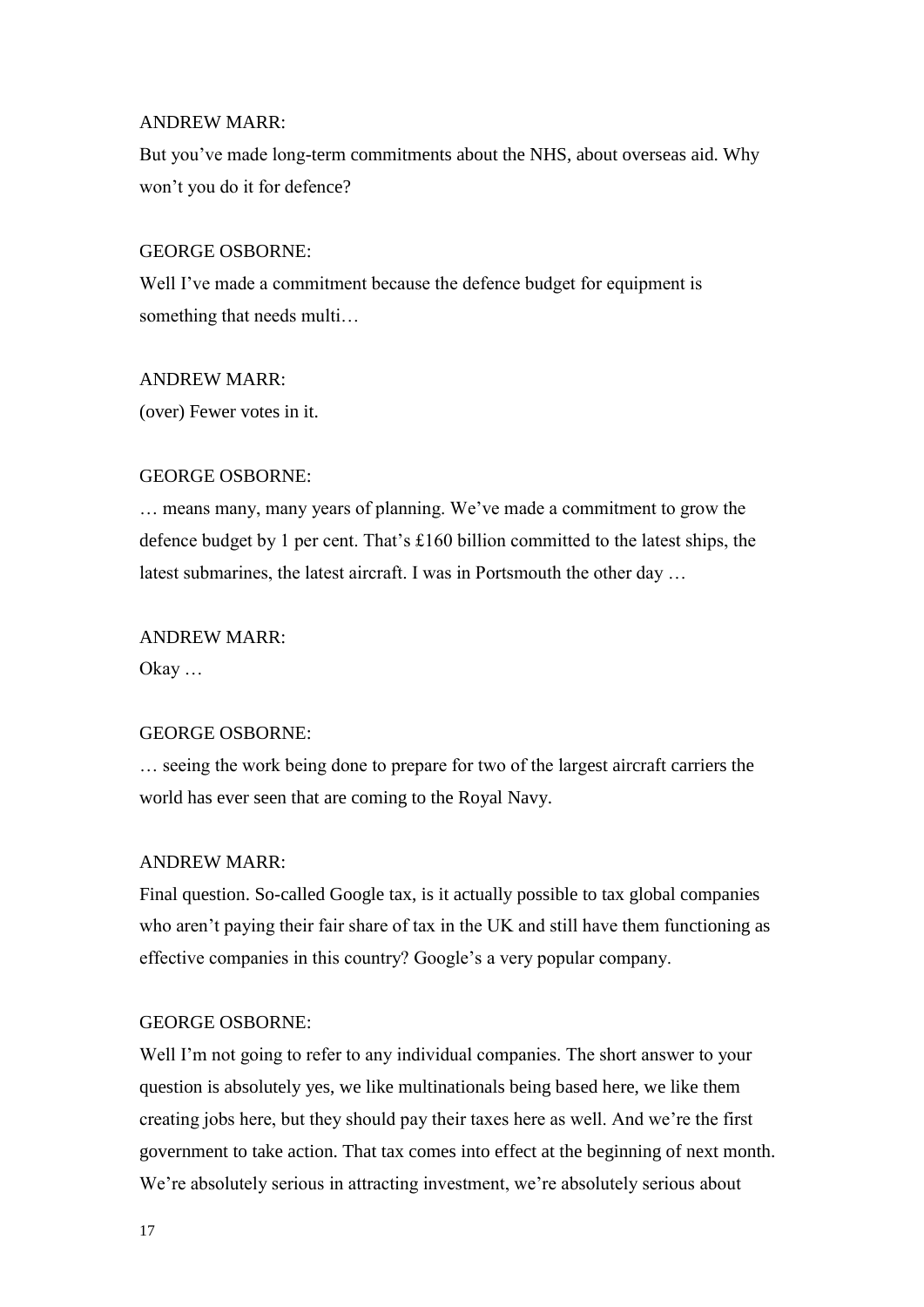ANDREW MARR:

But you've made long-term commitments about the NHS, about overseas aid. Why won't you do it for defence?

GEORGE OSBORNE:

Well I've made a commitment because the defence budget for equipment is something that needs multi…

ANDREW MARR:

(over) Fewer votes in it.

GEORGE OSBORNE:

… means many, many years of planning. We've made a commitment to grow the defence budget by 1 per cent. That's £160 billion committed to the latest ships, the latest submarines, the latest aircraft. I was in Portsmouth the other day …

ANDREW MARR:

Okay …

GEORGE OSBORNE:

… seeing the work being done to prepare for two of the largest aircraft carriers the world has ever seen that are coming to the Royal Navy.

ANDREW MARR:

Final question. So-called Google tax, is it actually possible to tax global companies who aren't paying their fair share of tax in the UK and still have them functioning as effective companies in this country? Google's a very popular company.

GEORGE OSBORNE:

Well I'm not going to refer to any individual companies. The short answer to your question is absolutely yes, we like multinationals being based here, we like them creating jobs here, but they should pay their taxes here as well. And we're the first government to take action. That tax comes into effect at the beginning of next month. We're absolutely serious in attracting investment, we're absolutely serious about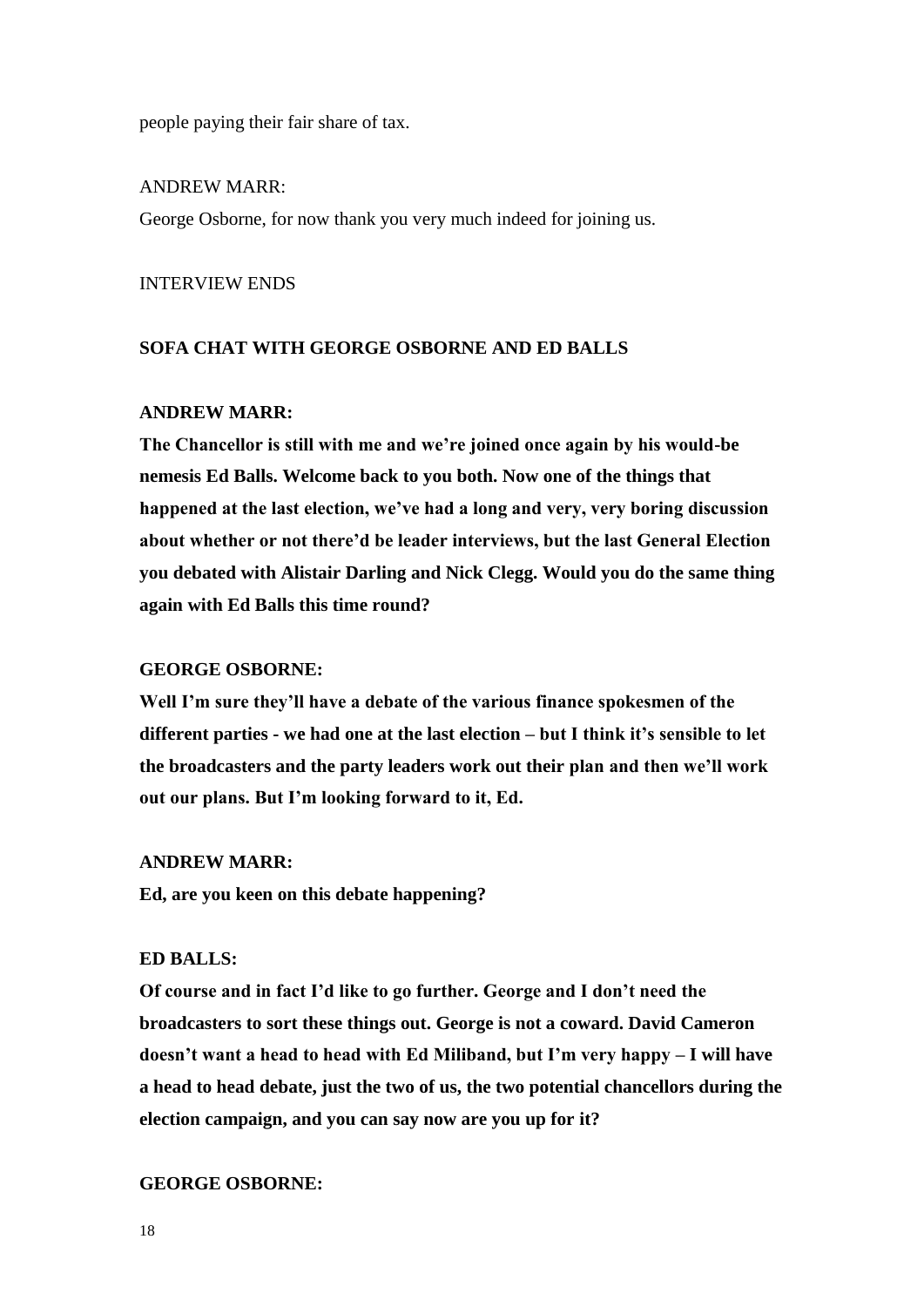people paying their fair share of tax.

ANDREW MARR:

George Osborne, for now thank you very much indeed for joining us.

INTERVIEW ENDS

**SOFA CHAT WITH GEORGE OSBORNE AND ED BALLS**

**ANDREW MARR:**

**The Chancellor is still with me and we're joined once again by his would-be nemesis Ed Balls. Welcome back to you both. Now one of the things that happened at the last election, we've had a long and very, very boring discussion about whether or not there'd be leader interviews, but the last General Election you debated with Alistair Darling and Nick Clegg. Would you do the same thing again with Ed Balls this time round?**

**GEORGE OSBORNE:**

**Well I'm sure they'll have a debate of the various finance spokesmen of the different parties - we had one at the last election – but I think it's sensible to let the broadcasters and the party leaders work out their plan and then we'll work out our plans. But I'm looking forward to it, Ed.**

**ANDREW MARR:**

**Ed, are you keen on this debate happening?**

**ED BALLS:**

**Of course and in fact I'd like to go further. George and I don't need the broadcasters to sort these things out. George is not a coward. David Cameron doesn't want a head to head with Ed Miliband, but I'm very happy – I will have a head to head debate, just the two of us, the two potential chancellors during the election campaign, and you can say now are you up for it?**

**GEORGE OSBORNE:**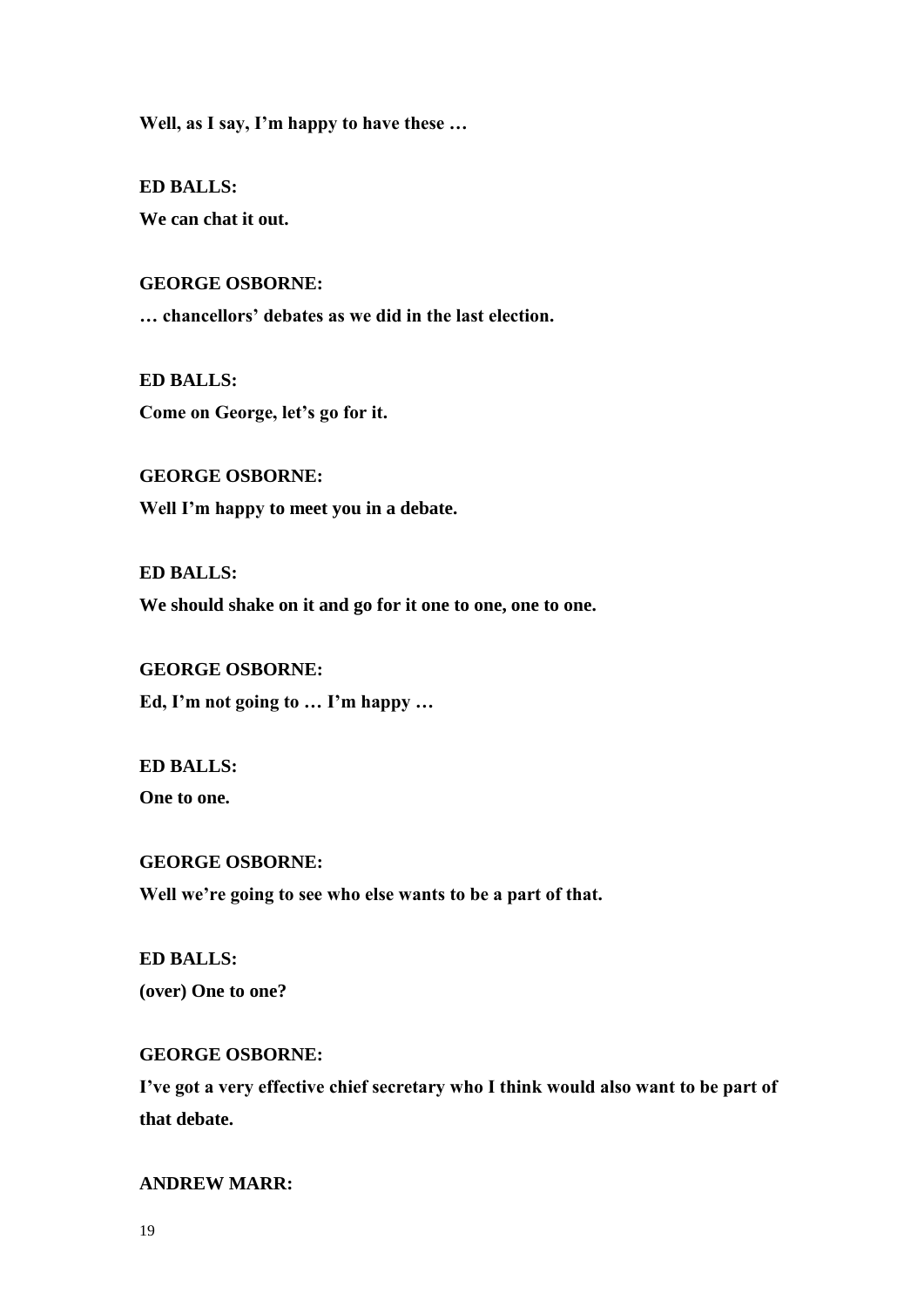**Well, as I say, I'm happy to have these …**

**ED BALLS:**

**We can chat it out.**

**GEORGE OSBORNE:**

**… chancellors' debates as we did in the last election.**

**ED BALLS:**

**Come on George, let's go for it.**

**GEORGE OSBORNE:**

**Well I'm happy to meet you in a debate.**

**ED BALLS:**

**We should shake on it and go for it one to one, one to one.**

**GEORGE OSBORNE:**

**Ed, I'm not going to … I'm happy …**

**ED BALLS:**

**One to one.**

**GEORGE OSBORNE:**

**Well we're going to see who else wants to be a part of that.**

**ED BALLS:**

**(over) One to one?**

**GEORGE OSBORNE:**

**I've got a very effective chief secretary who I think would also want to be part of that debate.**

**ANDREW MARR:**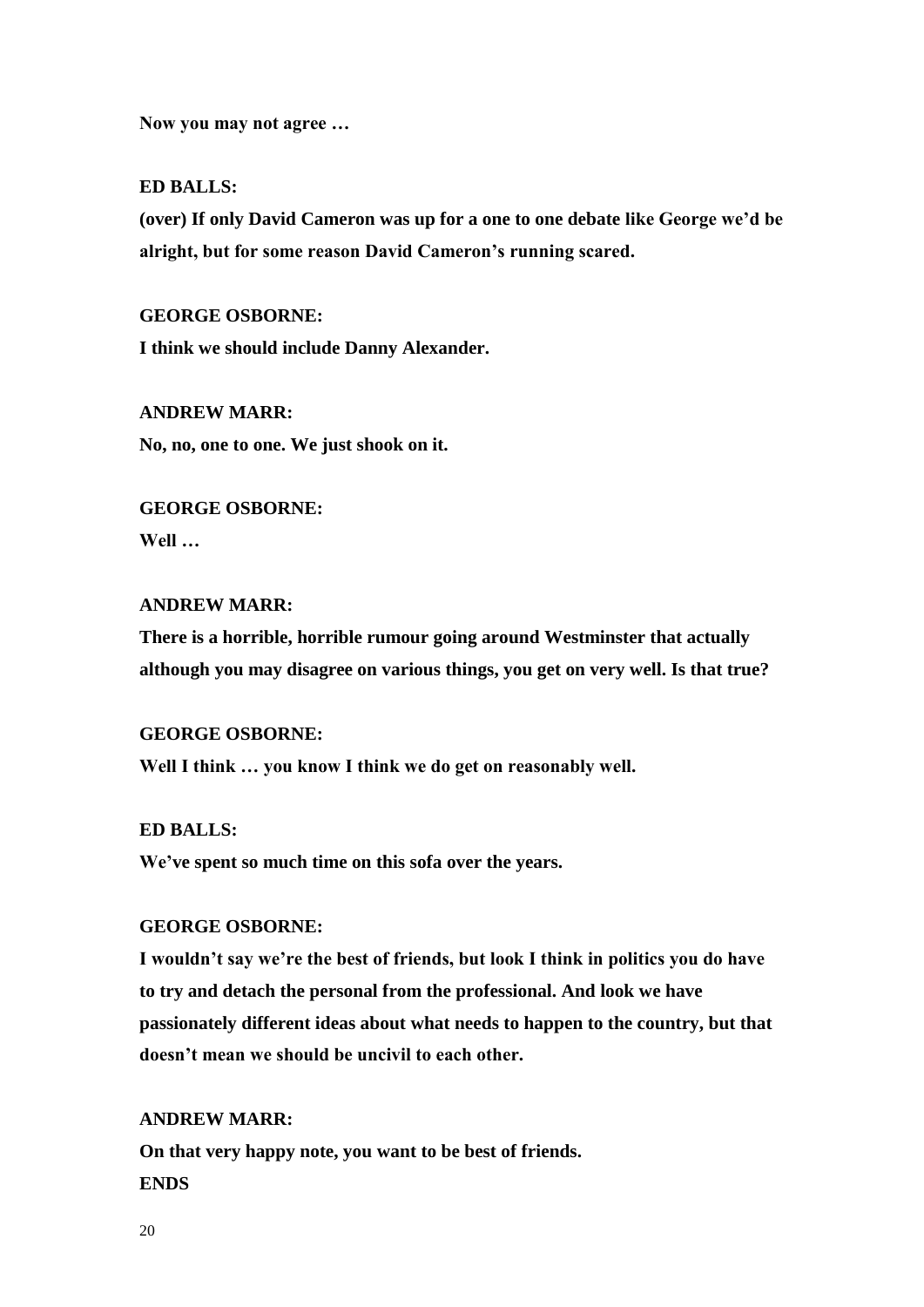**Now you may not agree …**

**ED BALLS:**

**(over) If only David Cameron was up for a one to one debate like George we'd be alright, but for some reason David Cameron's running scared.**

**GEORGE OSBORNE:**

**I think we should include Danny Alexander.**

**ANDREW MARR:**

**No, no, one to one. We just shook on it.**

**GEORGE OSBORNE:**

**Well …**

**ANDREW MARR:**

**There is a horrible, horrible rumour going around Westminster that actually although you may disagree on various things, you get on very well. Is that true?**

**GEORGE OSBORNE:**

**Well I think … you know I think we do get on reasonably well.**

**ED BALLS:**

**We've spent so much time on this sofa over the years.**

**GEORGE OSBORNE:**

**I wouldn't say we're the best of friends, but look I think in politics you do have to try and detach the personal from the professional. And look we have passionately different ideas about what needs to happen to the country, but that doesn't mean we should be uncivil to each other.**

**ANDREW MARR:**

**On that very happy note, you want to be best of friends.**
**ENDS**